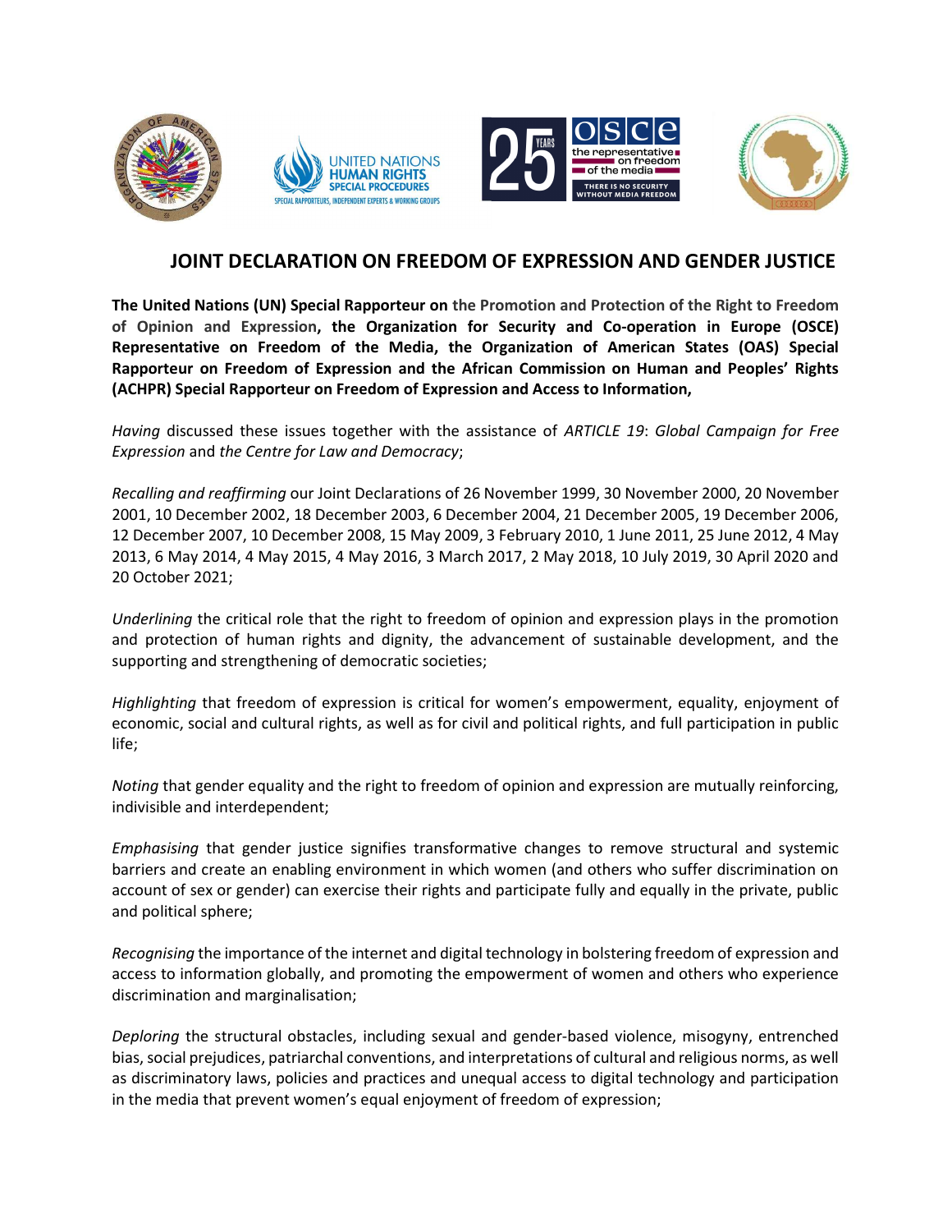# JOINT DECLARATION ON FREEDOM OF EXPRESSION AND GENDER JUSTICE

**The United Nations (UN) Special Rapporteur on the Promotion and Protection of the Right to Freedom of Opinion and Expression, the Organization for Security and Co-operation in Europe (OSCE) Representative on Freedom of the Media, the Organization of American States (OAS) Special Rapporteur on Freedom of Expression and the African Commission on Human and Peoples' Rights (ACHPR) Special Rapporteur on Freedom of Expression and Access to Information,**

*Having* discussed these issues together with the assistance of *ARTICLE 19*: *Global Campaign for Free Expression* and *the Centre for Law and Democracy*;

*Recalling and reaffirming* our Joint Declarations of 26 November 1999, 30 November 2000, 20 November 2001, 10 December 2002, 18 December 2003, 6 December 2004, 21 December 2005, 19 December 2006, 12 December 2007, 10 December 2008, 15 May 2009, 3 February 2010, 1 June 2011, 25 June 2012, 4 May 2013, 6 May 2014, 4 May 2015, 4 May 2016, 3 March 2017, 2 May 2018, 10 July 2019, 30 April 2020 and 20 October 2021;

*Underlining* the critical role that the right to freedom of opinion and expression plays in the promotion and protection of human rights and dignity, the advancement of sustainable development, and the supporting and strengthening of democratic societies;

*Highlighting* that freedom of expression is critical for women's empowerment, equality, enjoyment of economic, social and cultural rights, as well as for civil and political rights, and full participation in public life;

*Noting* that gender equality and the right to freedom of opinion and expression are mutually reinforcing, indivisible and interdependent;

*Emphasising* that gender justice signifies transformative changes to remove structural and systemic barriers and create an enabling environment in which women (and others who suffer discrimination on account of sex or gender) can exercise their rights and participate fully and equally in the private, public and political sphere;

*Recognising* the importance of the internet and digital technology in bolstering freedom of expression and access to information globally, and promoting the empowerment of women and others who experience discrimination and marginalisation;

*Deploring* the structural obstacles, including sexual and gender-based violence, misogyny, entrenched bias, social prejudices, patriarchal conventions, and interpretations of cultural and religious norms, as well as discriminatory laws, policies and practices and unequal access to digital technology and participation in the media that prevent women's equal enjoyment of freedom of expression;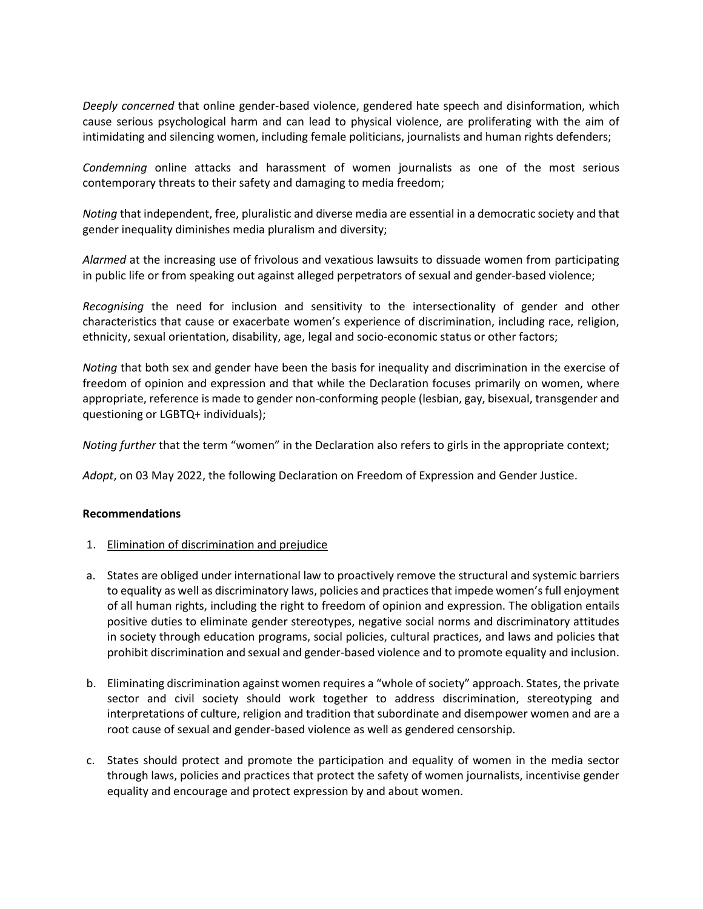*Deeply concerned* that online gender-based violence, gendered hate speech and disinformation, which cause serious psychological harm and can lead to physical violence, are proliferating with the aim of intimidating and silencing women, including female politicians, journalists and human rights defenders;

*Condemning* online attacks and harassment of women journalists as one of the most serious contemporary threats to their safety and damaging to media freedom;

*Noting* that independent, free, pluralistic and diverse media are essential in a democratic society and that gender inequality diminishes media pluralism and diversity;

*Alarmed* at the increasing use of frivolous and vexatious lawsuits to dissuade women from participating in public life or from speaking out against alleged perpetrators of sexual and gender-based violence;

*Recognising* the need for inclusion and sensitivity to the intersectionality of gender and other characteristics that cause or exacerbate women's experience of discrimination, including race, religion, ethnicity, sexual orientation, disability, age, legal and socio-economic status or other factors;

*Noting* that both sex and gender have been the basis for inequality and discrimination in the exercise of freedom of opinion and expression and that while the Declaration focuses primarily on women, where appropriate, reference is made to gender non-conforming people (lesbian, gay, bisexual, transgender and questioning or LGBTQ+ individuals);

*Noting further* that the term "women" in the Declaration also refers to girls in the appropriate context;

*Adopt*, on 03 May 2022, the following Declaration on Freedom of Expression and Gender Justice.

**Recommendations**

1. <u>Elimination of discrimination and prejudice</u>

a. States are obliged under international law to proactively remove the structural and systemic barriers to equality as well as discriminatory laws, policies and practices that impede women's full enjoyment of all human rights, including the right to freedom of opinion and expression. The obligation entails positive duties to eliminate gender stereotypes, negative social norms and discriminatory attitudes in society through education programs, social policies, cultural practices, and laws and policies that prohibit discrimination and sexual and gender-based violence and to promote equality and inclusion.

b. Eliminating discrimination against women requires a "whole of society" approach. States, the private sector and civil society should work together to address discrimination, stereotyping and interpretations of culture, religion and tradition that subordinate and disempower women and are a root cause of sexual and gender-based violence as well as gendered censorship.

c. States should protect and promote the participation and equality of women in the media sector through laws, policies and practices that protect the safety of women journalists, incentivise gender equality and encourage and protect expression by and about women.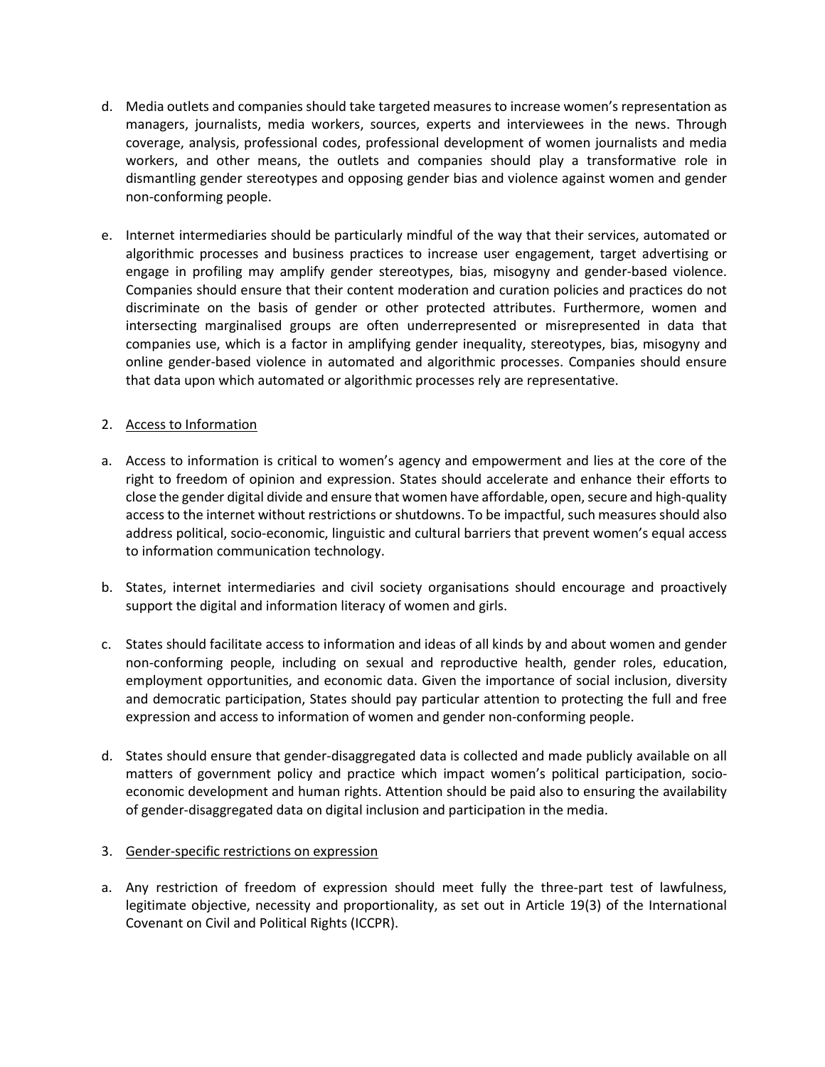d. Media outlets and companies should take targeted measures to increase women's representation as managers, journalists, media workers, sources, experts and interviewees in the news. Through coverage, analysis, professional codes, professional development of women journalists and media workers, and other means, the outlets and companies should play a transformative role in dismantling gender stereotypes and opposing gender bias and violence against women and gender non-conforming people.

e. Internet intermediaries should be particularly mindful of the way that their services, automated or algorithmic processes and business practices to increase user engagement, target advertising or engage in profiling may amplify gender stereotypes, bias, misogyny and gender-based violence. Companies should ensure that their content moderation and curation policies and practices do not discriminate on the basis of gender or other protected attributes. Furthermore, women and intersecting marginalised groups are often underrepresented or misrepresented in data that companies use, which is a factor in amplifying gender inequality, stereotypes, bias, misogyny and online gender-based violence in automated and algorithmic processes. Companies should ensure that data upon which automated or algorithmic processes rely are representative.

2. <u>Access to Information</u>

a. Access to information is critical to women's agency and empowerment and lies at the core of the right to freedom of opinion and expression. States should accelerate and enhance their efforts to close the gender digital divide and ensure that women have affordable, open, secure and high-quality access to the internet without restrictions or shutdowns. To be impactful, such measures should also address political, socio-economic, linguistic and cultural barriers that prevent women's equal access to information communication technology.

b. States, internet intermediaries and civil society organisations should encourage and proactively support the digital and information literacy of women and girls.

c. States should facilitate access to information and ideas of all kinds by and about women and gender non-conforming people, including on sexual and reproductive health, gender roles, education, employment opportunities, and economic data. Given the importance of social inclusion, diversity and democratic participation, States should pay particular attention to protecting the full and free expression and access to information of women and gender non-conforming people.

d. States should ensure that gender-disaggregated data is collected and made publicly available on all matters of government policy and practice which impact women's political participation, socio-economic development and human rights. Attention should be paid also to ensuring the availability of gender-disaggregated data on digital inclusion and participation in the media.

3. <u>Gender-specific restrictions on expression</u>

a. Any restriction of freedom of expression should meet fully the three-part test of lawfulness, legitimate objective, necessity and proportionality, as set out in Article 19(3) of the International Covenant on Civil and Political Rights (ICCPR).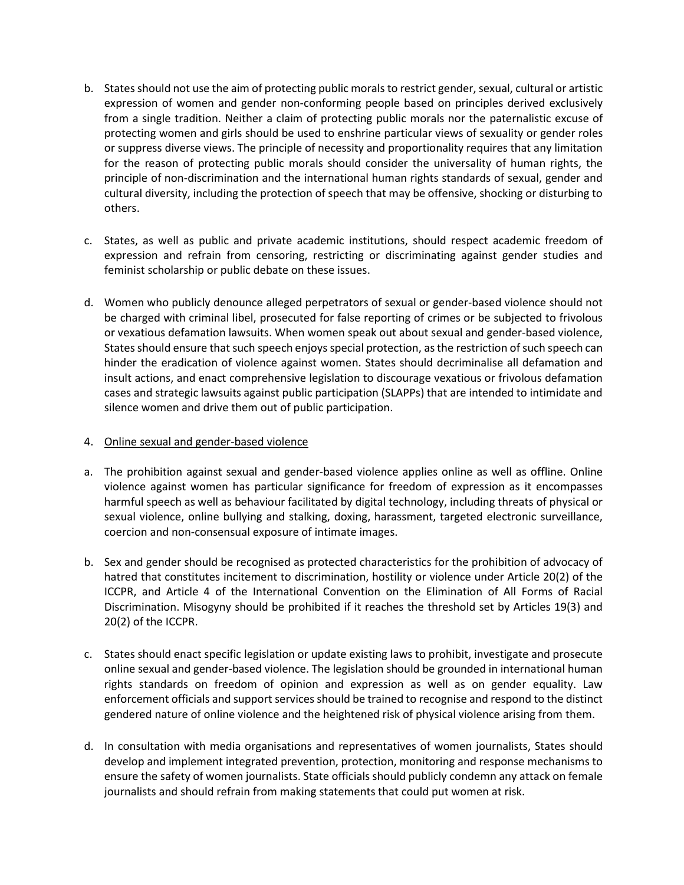b. States should not use the aim of protecting public morals to restrict gender, sexual, cultural or artistic expression of women and gender non-conforming people based on principles derived exclusively from a single tradition. Neither a claim of protecting public morals nor the paternalistic excuse of protecting women and girls should be used to enshrine particular views of sexuality or gender roles or suppress diverse views. The principle of necessity and proportionality requires that any limitation for the reason of protecting public morals should consider the universality of human rights, the principle of non-discrimination and the international human rights standards of sexual, gender and cultural diversity, including the protection of speech that may be offensive, shocking or disturbing to others.

c. States, as well as public and private academic institutions, should respect academic freedom of expression and refrain from censoring, restricting or discriminating against gender studies and feminist scholarship or public debate on these issues.

d. Women who publicly denounce alleged perpetrators of sexual or gender-based violence should not be charged with criminal libel, prosecuted for false reporting of crimes or be subjected to frivolous or vexatious defamation lawsuits. When women speak out about sexual and gender-based violence, States should ensure that such speech enjoys special protection, as the restriction of such speech can hinder the eradication of violence against women. States should decriminalise all defamation and insult actions, and enact comprehensive legislation to discourage vexatious or frivolous defamation cases and strategic lawsuits against public participation (SLAPPs) that are intended to intimidate and silence women and drive them out of public participation.

4. <u>Online sexual and gender-based violence</u>

a. The prohibition against sexual and gender-based violence applies online as well as offline. Online violence against women has particular significance for freedom of expression as it encompasses harmful speech as well as behaviour facilitated by digital technology, including threats of physical or sexual violence, online bullying and stalking, doxing, harassment, targeted electronic surveillance, coercion and non-consensual exposure of intimate images.

b. Sex and gender should be recognised as protected characteristics for the prohibition of advocacy of hatred that constitutes incitement to discrimination, hostility or violence under Article 20(2) of the ICCPR, and Article 4 of the International Convention on the Elimination of All Forms of Racial Discrimination. Misogyny should be prohibited if it reaches the threshold set by Articles 19(3) and 20(2) of the ICCPR.

c. States should enact specific legislation or update existing laws to prohibit, investigate and prosecute online sexual and gender-based violence. The legislation should be grounded in international human rights standards on freedom of opinion and expression as well as on gender equality. Law enforcement officials and support services should be trained to recognise and respond to the distinct gendered nature of online violence and the heightened risk of physical violence arising from them.

d. In consultation with media organisations and representatives of women journalists, States should develop and implement integrated prevention, protection, monitoring and response mechanisms to ensure the safety of women journalists. State officials should publicly condemn any attack on female journalists and should refrain from making statements that could put women at risk.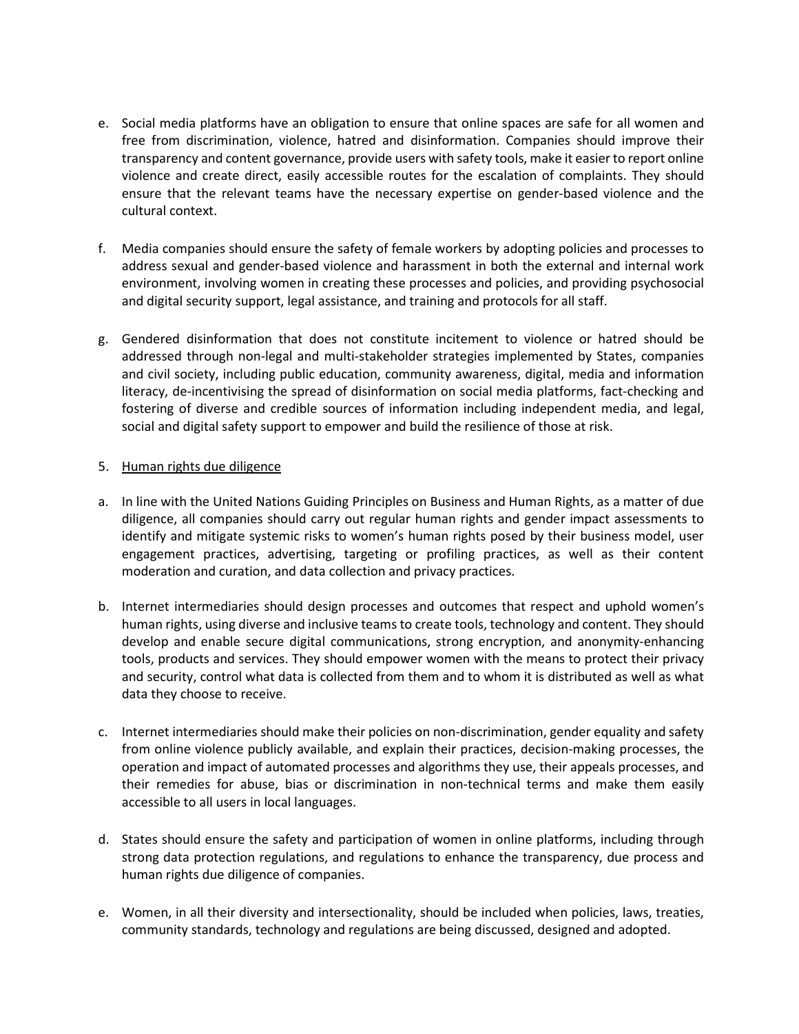e. Social media platforms have an obligation to ensure that online spaces are safe for all women and free from discrimination, violence, hatred and disinformation. Companies should improve their transparency and content governance, provide users with safety tools, make it easier to report online violence and create direct, easily accessible routes for the escalation of complaints. They should ensure that the relevant teams have the necessary expertise on gender-based violence and the cultural context.

f. Media companies should ensure the safety of female workers by adopting policies and processes to address sexual and gender-based violence and harassment in both the external and internal work environment, involving women in creating these processes and policies, and providing psychosocial and digital security support, legal assistance, and training and protocols for all staff.

g. Gendered disinformation that does not constitute incitement to violence or hatred should be addressed through non-legal and multi-stakeholder strategies implemented by States, companies and civil society, including public education, community awareness, digital, media and information literacy, de-incentivising the spread of disinformation on social media platforms, fact-checking and fostering of diverse and credible sources of information including independent media, and legal, social and digital safety support to empower and build the resilience of those at risk.

5. <u>Human rights due diligence</u>

a. In line with the United Nations Guiding Principles on Business and Human Rights, as a matter of due diligence, all companies should carry out regular human rights and gender impact assessments to identify and mitigate systemic risks to women's human rights posed by their business model, user engagement practices, advertising, targeting or profiling practices, as well as their content moderation and curation, and data collection and privacy practices.

b. Internet intermediaries should design processes and outcomes that respect and uphold women's human rights, using diverse and inclusive teams to create tools, technology and content. They should develop and enable secure digital communications, strong encryption, and anonymity-enhancing tools, products and services. They should empower women with the means to protect their privacy and security, control what data is collected from them and to whom it is distributed as well as what data they choose to receive.

c. Internet intermediaries should make their policies on non-discrimination, gender equality and safety from online violence publicly available, and explain their practices, decision-making processes, the operation and impact of automated processes and algorithms they use, their appeals processes, and their remedies for abuse, bias or discrimination in non-technical terms and make them easily accessible to all users in local languages.

d. States should ensure the safety and participation of women in online platforms, including through strong data protection regulations, and regulations to enhance the transparency, due process and human rights due diligence of companies.

e. Women, in all their diversity and intersectionality, should be included when policies, laws, treaties, community standards, technology and regulations are being discussed, designed and adopted.